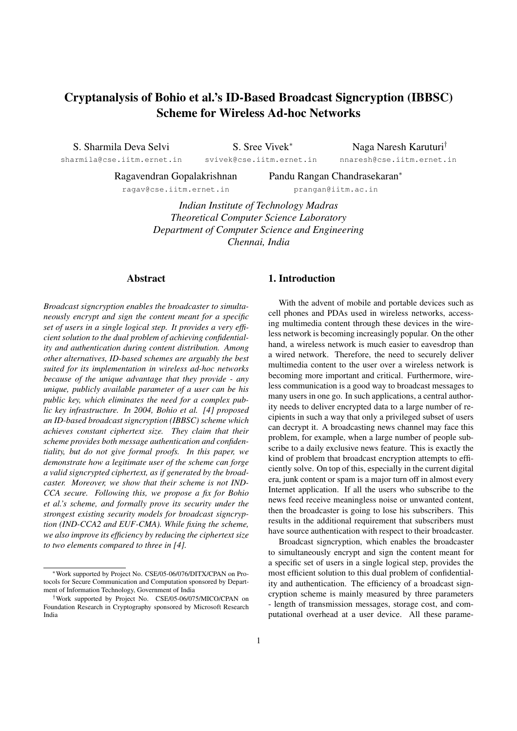# Cryptanalysis of Bohio et al.'s ID-Based Broadcast Signcryption (IBBSC) Scheme for Wireless Ad-hoc Networks

S. Sharmila Deva Selvi
sharmila@cse.iitm.ernet.in

S. Sree Vivek*
svivek@cse.iitm.ernet.in

Naga Naresh Karuturi[†]
nnaresh@cse.iitm.ernet.in

Ragavendran Gopalakrishnan
ragav@cse.iitm.ernet.in

Pandu Rangan Chandrasekaran*
prangan@iitm.ac.in

*Indian Institute of Technology Madras*
*Theoretical Computer Science Laboratory*
*Department of Computer Science and Engineering*
*Chennai, India*

## Abstract

*Broadcast signcryption enables the broadcaster to simultaneously encrypt and sign the content meant for a specific set of users in a single logical step. It provides a very efficient solution to the dual problem of achieving confidentiality and authentication during content distribution. Among other alternatives, ID-based schemes are arguably the best suited for its implementation in wireless ad-hoc networks because of the unique advantage that they provide - any unique, publicly available parameter of a user can be his public key, which eliminates the need for a complex public key infrastructure. In 2004, Bohio et al. [4] proposed an ID-based broadcast signcryption (IBBSC) scheme which achieves constant ciphertext size. They claim that their scheme provides both message authentication and confidentiality, but do not give formal proofs. In this paper, we demonstrate how a legitimate user of the scheme can forge a valid signcrypted ciphertext, as if generated by the broadcaster. Moreover, we show that their scheme is not IND-CCA secure. Following this, we propose a fix for Bohio et al.'s scheme, and formally prove its security under the strongest existing security models for broadcast signcryption (IND-CCA2 and EUF-CMA). While fixing the scheme, we also improve its efficiency by reducing the ciphertext size to two elements compared to three in [4].*

## 1. Introduction

With the advent of mobile and portable devices such as cell phones and PDAs used in wireless networks, accessing multimedia content through these devices in the wireless network is becoming increasingly popular. On the other hand, a wireless network is much easier to eavesdrop than a wired network. Therefore, the need to securely deliver multimedia content to the user over a wireless network is becoming more important and critical. Furthermore, wireless communication is a good way to broadcast messages to many users in one go. In such applications, a central authority needs to deliver encrypted data to a large number of recipients in such a way that only a privileged subset of users can decrypt it. A broadcasting news channel may face this problem, for example, when a large number of people subscribe to a daily exclusive news feature. This is exactly the kind of problem that broadcast encryption attempts to efficiently solve. On top of this, especially in the current digital era, junk content or spam is a major turn off in almost every Internet application. If all the users who subscribe to the news feed receive meaningless noise or unwanted content, then the broadcaster is going to lose his subscribers. This results in the additional requirement that subscribers must have source authentication with respect to their broadcaster.

Broadcast signcryption, which enables the broadcaster to simultaneously encrypt and sign the content meant for a specific set of users in a single logical step, provides the most efficient solution to this dual problem of confidentiality and authentication. The efficiency of a broadcast signcryption scheme is mainly measured by three parameters - length of transmission messages, storage cost, and computational overhead at a user device. All these parame-

*Work supported by Project No. CSE/05-06/076/DITX/CPAN on Protocols for Secure Communication and Computation sponsored by Department of Information Technology, Government of India

[†]Work supported by Project No. CSE/05-06/075/MICO/CPAN on Foundation Research in Cryptography sponsored by Microsoft Research India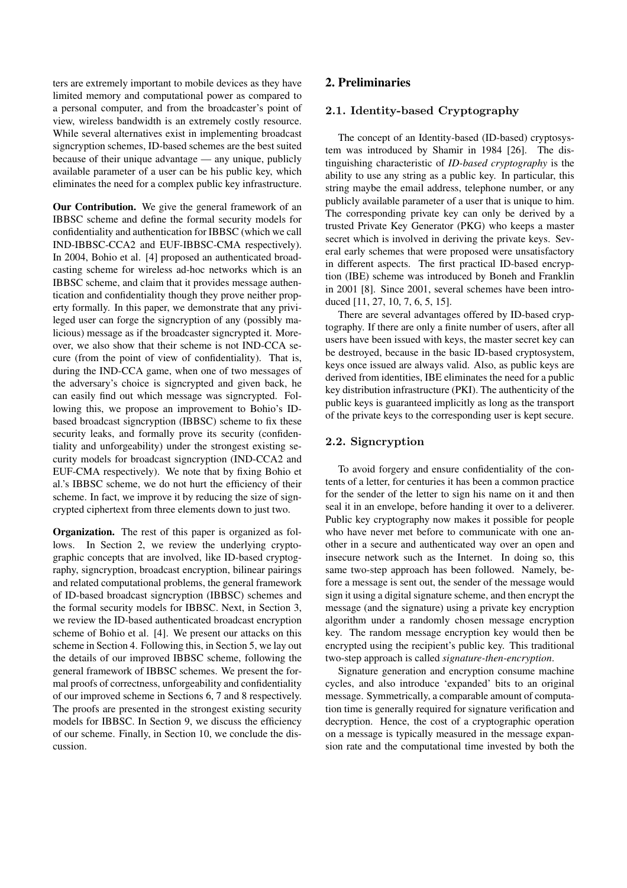ters are extremely important to mobile devices as they have limited memory and computational power as compared to a personal computer, and from the broadcaster's point of view, wireless bandwidth is an extremely costly resource. While several alternatives exist in implementing broadcast signcryption schemes, ID-based schemes are the best suited because of their unique advantage — any unique, publicly available parameter of a user can be his public key, which eliminates the need for a complex public key infrastructure.

**Our Contribution.** We give the general framework of an IBBSC scheme and define the formal security models for confidentiality and authentication for IBBSC (which we call IND-IBBSC-CCA2 and EUF-IBBSC-CMA respectively). In 2004, Bohio et al. [4] proposed an authenticated broadcasting scheme for wireless ad-hoc networks which is an IBBSC scheme, and claim that it provides message authentication and confidentiality though they prove neither property formally. In this paper, we demonstrate that any privileged user can forge the signcryption of any (possibly malicious) message as if the broadcaster signcrypted it. Moreover, we also show that their scheme is not IND-CCA secure (from the point of view of confidentiality). That is, during the IND-CCA game, when one of two messages of the adversary's choice is signcrypted and given back, he can easily find out which message was signcrypted. Following this, we propose an improvement to Bohio's ID-based broadcast signcryption (IBBSC) scheme to fix these security leaks, and formally prove its security (confidentiality and unforgeability) under the strongest existing security models for broadcast signcryption (IND-CCA2 and EUF-CMA respectively). We note that by fixing Bohio et al.'s IBBSC scheme, we do not hurt the efficiency of their scheme. In fact, we improve it by reducing the size of signcrypted ciphertext from three elements down to just two.

**Organization.** The rest of this paper is organized as follows. In Section 2, we review the underlying cryptographic concepts that are involved, like ID-based cryptography, signcryption, broadcast encryption, bilinear pairings and related computational problems, the general framework of ID-based broadcast signcryption (IBBSC) schemes and the formal security models for IBBSC. Next, in Section 3, we review the ID-based authenticated broadcast encryption scheme of Bohio et al. [4]. We present our attacks on this scheme in Section 4. Following this, in Section 5, we lay out the details of our improved IBBSC scheme, following the general framework of IBBSC schemes. We present the formal proofs of correctness, unforgeability and confidentiality of our improved scheme in Sections 6, 7 and 8 respectively. The proofs are presented in the strongest existing security models for IBBSC. In Section 9, we discuss the efficiency of our scheme. Finally, in Section 10, we conclude the discussion.

## 2. Preliminaries

### 2.1. Identity-based Cryptography

The concept of an Identity-based (ID-based) cryptosystem was introduced by Shamir in 1984 [26]. The distinguishing characteristic of *ID-based cryptography* is the ability to use any string as a public key. In particular, this string maybe the email address, telephone number, or any publicly available parameter of a user that is unique to him. The corresponding private key can only be derived by a trusted Private Key Generator (PKG) who keeps a master secret which is involved in deriving the private keys. Several early schemes that were proposed were unsatisfactory in different aspects. The first practical ID-based encryption (IBE) scheme was introduced by Boneh and Franklin in 2001 [8]. Since 2001, several schemes have been introduced [11, 27, 10, 7, 6, 5, 15].

There are several advantages offered by ID-based cryptography. If there are only a finite number of users, after all users have been issued with keys, the master secret key can be destroyed, because in the basic ID-based cryptosystem, keys once issued are always valid. Also, as public keys are derived from identities, IBE eliminates the need for a public key distribution infrastructure (PKI). The authenticity of the public keys is guaranteed implicitly as long as the transport of the private keys to the corresponding user is kept secure.

### 2.2. Signcryption

To avoid forgery and ensure confidentiality of the contents of a letter, for centuries it has been a common practice for the sender of the letter to sign his name on it and then seal it in an envelope, before handing it over to a deliverer. Public key cryptography now makes it possible for people who have never met before to communicate with one another in a secure and authenticated way over an open and insecure network such as the Internet. In doing so, this same two-step approach has been followed. Namely, before a message is sent out, the sender of the message would sign it using a digital signature scheme, and then encrypt the message (and the signature) using a private key encryption algorithm under a randomly chosen message encryption key. The random message encryption key would then be encrypted using the recipient's public key. This traditional two-step approach is called *signature-then-encryption*.

Signature generation and encryption consume machine cycles, and also introduce 'expanded' bits to an original message. Symmetrically, a comparable amount of computation time is generally required for signature verification and decryption. Hence, the cost of a cryptographic operation on a message is typically measured in the message expansion rate and the computational time invested by both the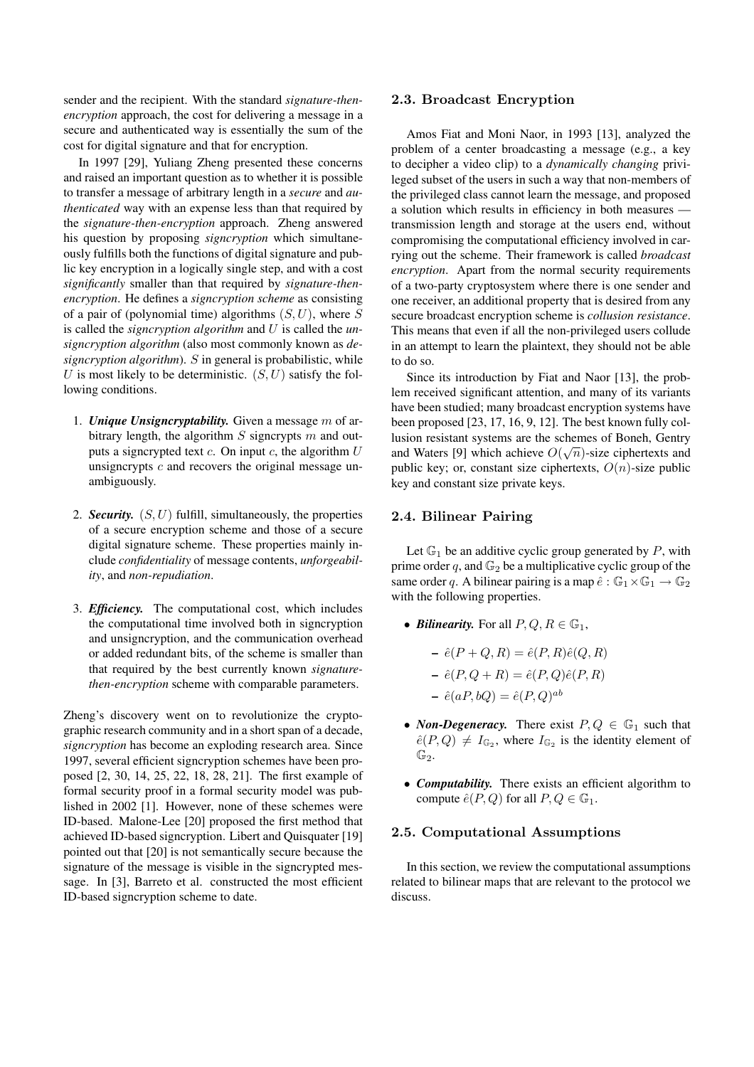sender and the recipient. With the standard *signature-then-encryption* approach, the cost for delivering a message in a secure and authenticated way is essentially the sum of the cost for digital signature and that for encryption.

In 1997 [29], Yuliang Zheng presented these concerns and raised an important question as to whether it is possible to transfer a message of arbitrary length in a *secure* and *authenticated* way with an expense less than that required by the *signature-then-encryption* approach. Zheng answered his question by proposing *signcryption* which simultaneously fulfills both the functions of digital signature and public key encryption in a logically single step, and with a cost *significantly* smaller than that required by *signature-then-encryption*. He defines a *signcryption scheme* as consisting of a pair of (polynomial time) algorithms $(S, U)$, where $S$ is called the *signcryption algorithm* and $U$ is called the *unsigncryption algorithm* (also most commonly known as *designcryption algorithm*). $S$ in general is probabilistic, while $U$ is most likely to be deterministic. $(S, U)$ satisfy the following conditions.

1. ***Unique Unsigncryptability.*** Given a message $m$ of arbitrary length, the algorithm $S$ signcrypts $m$ and outputs a signcrypted text $c$. On input $c$, the algorithm $U$ unsigncrypts $c$ and recovers the original message unambiguously.

2. ***Security.*** $(S, U)$ fulfill, simultaneously, the properties of a secure encryption scheme and those of a secure digital signature scheme. These properties mainly include *confidentiality* of message contents, *unforgeability*, and *non-repudiation*.

3. ***Efficiency.*** The computational cost, which includes the computational time involved both in signcryption and unsigncryption, and the communication overhead or added redundant bits, of the scheme is smaller than that required by the best currently known *signature-then-encryption* scheme with comparable parameters.

Zheng's discovery went on to revolutionize the cryptographic research community and in a short span of a decade, *signcryption* has become an exploding research area. Since 1997, several efficient signcryption schemes have been proposed [2, 30, 14, 25, 22, 18, 28, 21]. The first example of formal security proof in a formal security model was published in 2002 [1]. However, none of these schemes were ID-based. Malone-Lee [20] proposed the first method that achieved ID-based signcryption. Libert and Quisquater [19] pointed out that [20] is not semantically secure because the signature of the message is visible in the signcrypted message. In [3], Barreto et al. constructed the most efficient ID-based signcryption scheme to date.

### 2.3. Broadcast Encryption

Amos Fiat and Moni Naor, in 1993 [13], analyzed the problem of a center broadcasting a message (e.g., a key to decipher a video clip) to a *dynamically changing* privileged subset of the users in such a way that non-members of the privileged class cannot learn the message, and proposed a solution which results in efficiency in both measures — transmission length and storage at the users end, without compromising the computational efficiency involved in carrying out the scheme. Their framework is called *broadcast encryption*. Apart from the normal security requirements of a two-party cryptosystem where there is one sender and one receiver, an additional property that is desired from any secure broadcast encryption scheme is *collusion resistance*. This means that even if all the non-privileged users collude in an attempt to learn the plaintext, they should not be able to do so.

Since its introduction by Fiat and Naor [13], the problem received significant attention, and many of its variants have been studied; many broadcast encryption systems have been proposed [23, 17, 16, 9, 12]. The best known fully collusion resistant systems are the schemes of Boneh, Gentry and Waters [9] which achieve $O(\sqrt{n})$-size ciphertexts and public key; or, constant size ciphertexts, $O(n)$-size public key and constant size private keys.

### 2.4. Bilinear Pairing

Let $\mathbb{G}_1$ be an additive cyclic group generated by $P$, with prime order $q$, and $\mathbb{G}_2$ be a multiplicative cyclic group of the same order $q$. A bilinear pairing is a map $\hat{e} : \mathbb{G}_1 \times \mathbb{G}_1 \to \mathbb{G}_2$ with the following properties.

- ***Bilinearity.*** For all $P, Q, R \in \mathbb{G}_1$,
  - $\hat{e}(P + Q, R) = \hat{e}(P, R)\hat{e}(Q, R)$
  - $\hat{e}(P, Q + R) = \hat{e}(P, Q)\hat{e}(P, R)$
  - $\hat{e}(aP, bQ) = \hat{e}(P, Q)^{ab}$
- ***Non-Degeneracy.*** There exist $P, Q \in \mathbb{G}_1$ such that $\hat{e}(P, Q) \neq I_{\mathbb{G}_2}$, where $I_{\mathbb{G}_2}$ is the identity element of $\mathbb{G}_2$.
- ***Computability.*** There exists an efficient algorithm to compute $\hat{e}(P, Q)$ for all $P, Q \in \mathbb{G}_1$.

### 2.5. Computational Assumptions

In this section, we review the computational assumptions related to bilinear maps that are relevant to the protocol we discuss.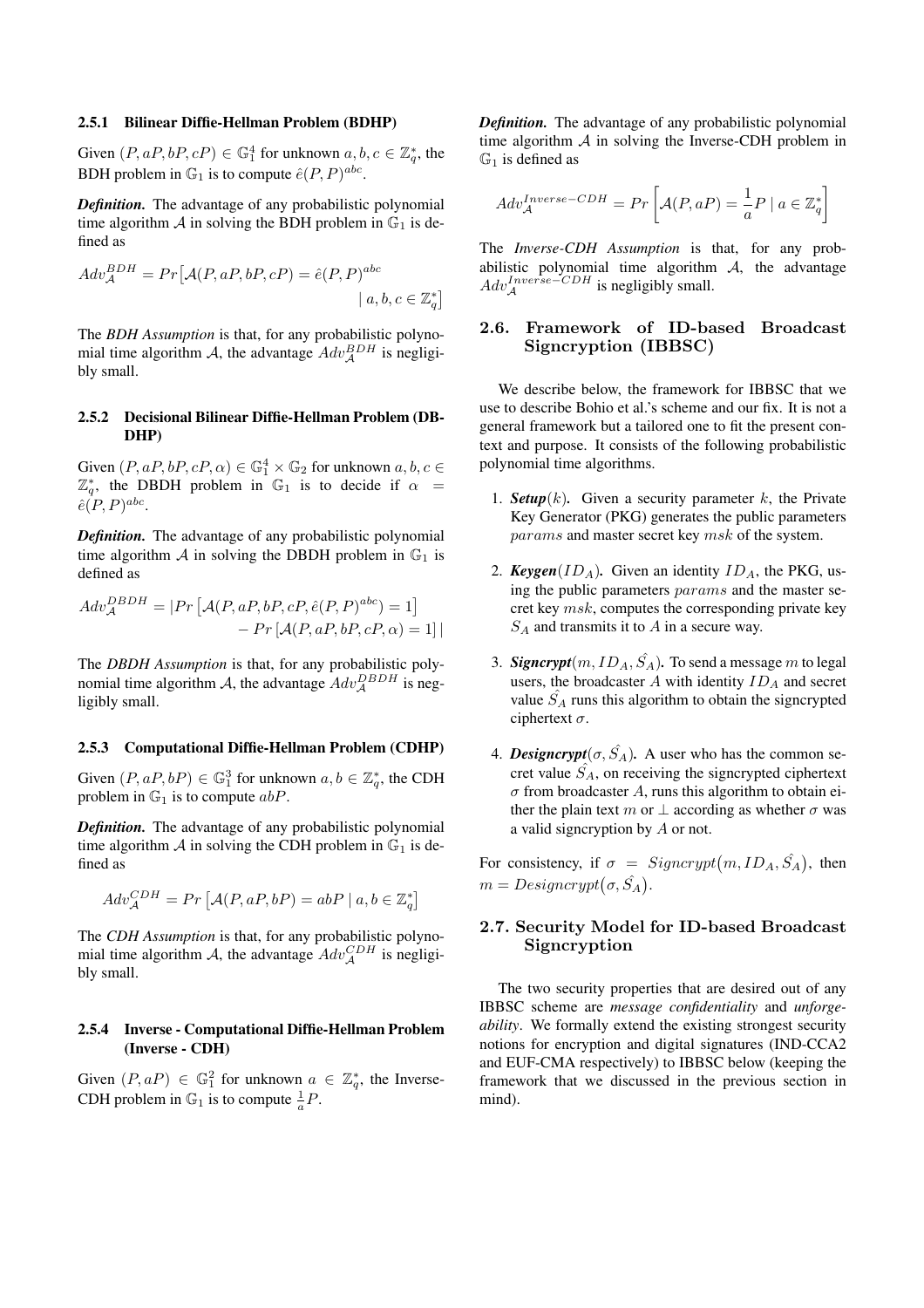#### 2.5.1 Bilinear Diffie-Hellman Problem (BDHP)

Given $(P, aP, bP, cP) \in \mathbb{G}_1^4$ for unknown $a, b, c \in \mathbb{Z}_q^*$, the BDH problem in $\mathbb{G}_1$ is to compute $\hat{e}(P,P)^{abc}$.

***Definition.*** The advantage of any probabilistic polynomial time algorithm $\mathcal{A}$ in solving the BDH problem in $\mathbb{G}_1$ is defined as

$$Adv_{\mathcal{A}}^{BDH} = Pr\big[\mathcal{A}(P, aP, bP, cP) = \hat{e}(P,P)^{abc} \mid a, b, c \in \mathbb{Z}_q^*\big]$$

The *BDH Assumption* is that, for any probabilistic polynomial time algorithm $\mathcal{A}$, the advantage $Adv_{\mathcal{A}}^{BDH}$ is negligibly small.

#### 2.5.2 Decisional Bilinear Diffie-Hellman Problem (DBDHP)

Given $(P, aP, bP, cP, \alpha) \in \mathbb{G}_1^4 \times \mathbb{G}_2$ for unknown $a, b, c \in \mathbb{Z}_q^*$, the DBDH problem in $\mathbb{G}_1$ is to decide if $\alpha = \hat{e}(P,P)^{abc}$.

***Definition.*** The advantage of any probabilistic polynomial time algorithm $\mathcal{A}$ in solving the DBDH problem in $\mathbb{G}_1$ is defined as

$$Adv_{\mathcal{A}}^{DBDH} = |Pr\left[\mathcal{A}(P, aP, bP, cP, \hat{e}(P,P)^{abc}) = 1\right] - Pr\left[\mathcal{A}(P, aP, bP, cP, \alpha) = 1\right]|$$

The *DBDH Assumption* is that, for any probabilistic polynomial time algorithm $\mathcal{A}$, the advantage $Adv_{\mathcal{A}}^{DBDH}$ is negligibly small.

#### 2.5.3 Computational Diffie-Hellman Problem (CDHP)

Given $(P, aP, bP) \in \mathbb{G}_1^3$ for unknown $a, b \in \mathbb{Z}_q^*$, the CDH problem in $\mathbb{G}_1$ is to compute $abP$.

***Definition.*** The advantage of any probabilistic polynomial time algorithm $\mathcal{A}$ in solving the CDH problem in $\mathbb{G}_1$ is defined as

$$Adv_{\mathcal{A}}^{CDH} = Pr\left[\mathcal{A}(P, aP, bP) = abP \mid a, b \in \mathbb{Z}_q^*\right]$$

The *CDH Assumption* is that, for any probabilistic polynomial time algorithm $\mathcal{A}$, the advantage $Adv_{\mathcal{A}}^{CDH}$ is negligibly small.

#### 2.5.4 Inverse - Computational Diffie-Hellman Problem (Inverse - CDH)

Given $(P, aP) \in \mathbb{G}_1^2$ for unknown $a \in \mathbb{Z}_q^*$, the Inverse-CDH problem in $\mathbb{G}_1$ is to compute $\frac{1}{a}P$.

***Definition.*** The advantage of any probabilistic polynomial time algorithm $\mathcal{A}$ in solving the Inverse-CDH problem in $\mathbb{G}_1$ is defined as

$$Adv_{\mathcal{A}}^{Inverse-CDH} = Pr\left[\mathcal{A}(P, aP) = \frac{1}{a}P \mid a \in \mathbb{Z}_q^*\right]$$

The *Inverse-CDH Assumption* is that, for any probabilistic polynomial time algorithm $\mathcal{A}$, the advantage $Adv_{\mathcal{A}}^{Inverse-CDH}$ is negligibly small.

## 2.6. Framework of ID-based Broadcast Signcryption (IBBSC)

We describe below, the framework for IBBSC that we use to describe Bohio et al.'s scheme and our fix. It is not a general framework but a tailored one to fit the present context and purpose. It consists of the following probabilistic polynomial time algorithms.

1. ***Setup***$(k)$. Given a security parameter $k$, the Private Key Generator (PKG) generates the public parameters $params$ and master secret key $msk$ of the system.

2. ***Keygen***$(ID_A)$. Given an identity $ID_A$, the PKG, using the public parameters $params$ and the master secret key $msk$, computes the corresponding private key $S_A$ and transmits it to $A$ in a secure way.

3. ***Signcrypt***$(m, ID_A, \hat{S_A})$. To send a message $m$ to legal users, the broadcaster $A$ with identity $ID_A$ and secret value $\hat{S_A}$ runs this algorithm to obtain the signcrypted ciphertext $\sigma$.

4. ***Designcrypt***$(\sigma, \hat{S_A})$. A user who has the common secret value $\hat{S_A}$, on receiving the signcrypted ciphertext $\sigma$ from broadcaster $A$, runs this algorithm to obtain either the plain text $m$ or $\perp$ according as whether $\sigma$ was a valid signcryption by $A$ or not.

For consistency, if $\sigma = Signcrypt\big(m, ID_A, \hat{S_A}\big)$, then $m = Designcrypt\big(\sigma, \hat{S_A}\big)$.

## 2.7. Security Model for ID-based Broadcast Signcryption

The two security properties that are desired out of any IBBSC scheme are *message confidentiality* and *unforgeability*. We formally extend the existing strongest security notions for encryption and digital signatures (IND-CCA2 and EUF-CMA respectively) to IBBSC below (keeping the framework that we discussed in the previous section in mind).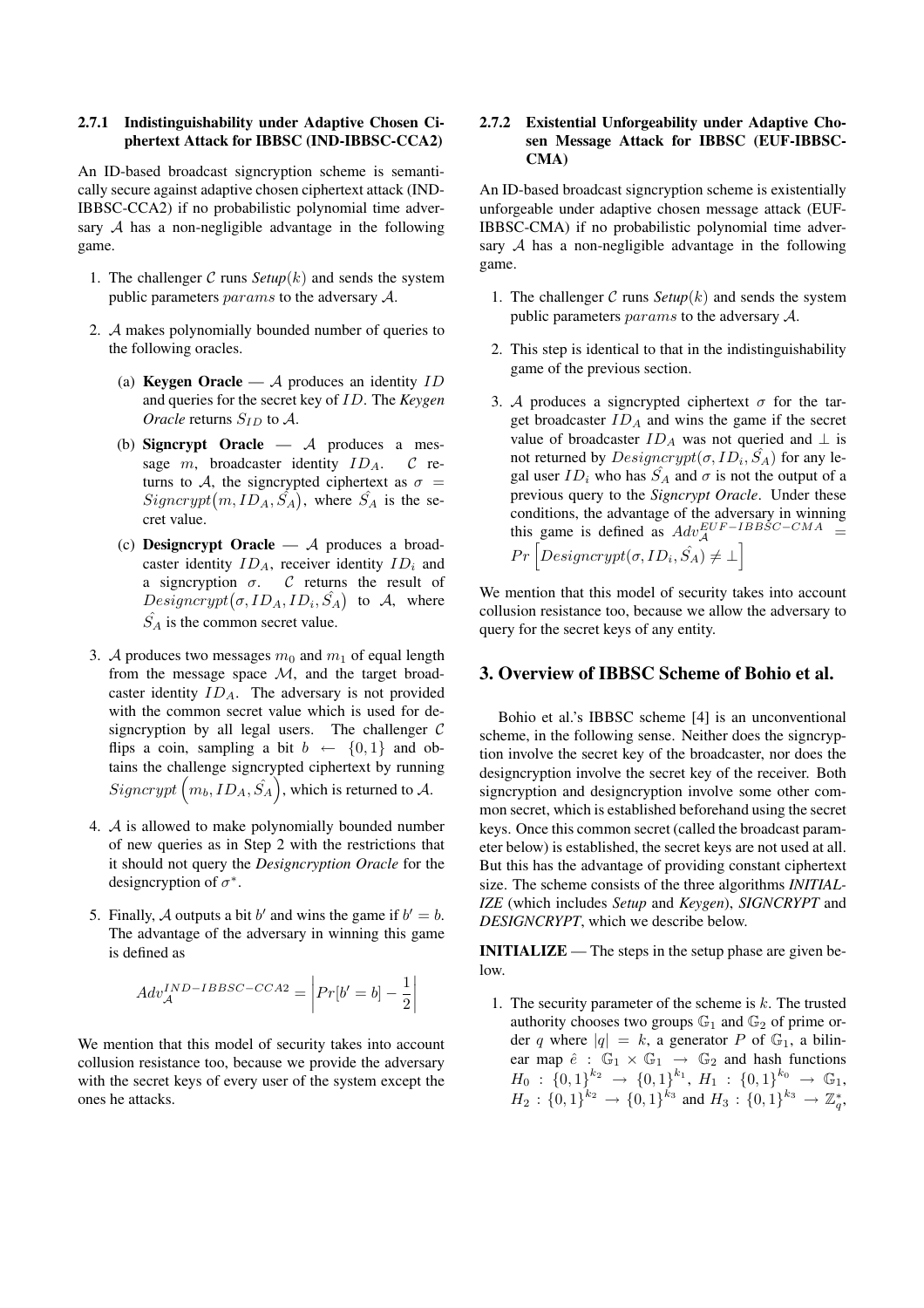#### 2.7.1 Indistinguishability under Adaptive Chosen Ciphertext Attack for IBBSC (IND-IBBSC-CCA2)

An ID-based broadcast signcryption scheme is semantically secure against adaptive chosen ciphertext attack (IND-IBBSC-CCA2) if no probabilistic polynomial time adversary $\mathcal{A}$ has a non-negligible advantage in the following game.

1. The challenger $\mathcal{C}$ runs *Setup*$(k)$ and sends the system public parameters $params$ to the adversary $\mathcal{A}$.

2. $\mathcal{A}$ makes polynomially bounded number of queries to the following oracles.

   (a) **Keygen Oracle** — $\mathcal{A}$ produces an identity $ID$ and queries for the secret key of $ID$. The *Keygen Oracle* returns $S_{ID}$ to $\mathcal{A}$.

   (b) **Signcrypt Oracle** — $\mathcal{A}$ produces a message $m$, broadcaster identity $ID_A$. $\mathcal{C}$ returns to $\mathcal{A}$, the signcrypted ciphertext as $\sigma = Signcrypt\big(m, ID_A, \hat{S_A}\big)$, where $\hat{S_A}$ is the secret value.

   (c) **Designcrypt Oracle** — $\mathcal{A}$ produces a broadcaster identity $ID_A$, receiver identity $ID_i$ and a signcryption $\sigma$. $\mathcal{C}$ returns the result of $Designcrypt\big(\sigma, ID_A, ID_i, \hat{S_A}\big)$ to $\mathcal{A}$, where $\hat{S_A}$ is the common secret value.

3. $\mathcal{A}$ produces two messages $m_0$ and $m_1$ of equal length from the message space $\mathcal{M}$, and the target broadcaster identity $ID_A$. The adversary is not provided with the common secret value which is used for designcryption by all legal users. The challenger $\mathcal{C}$ flips a coin, sampling a bit $b \leftarrow \{0,1\}$ and obtains the challenge signcrypted ciphertext by running $Signcrypt\left(m_b, ID_A, \hat{S_A}\right)$, which is returned to $\mathcal{A}$.

4. $\mathcal{A}$ is allowed to make polynomially bounded number of new queries as in Step 2 with the restrictions that it should not query the *Designcryption Oracle* for the designcryption of $\sigma^*$.

5. Finally, $\mathcal{A}$ outputs a bit $b'$ and wins the game if $b' = b$. The advantage of the adversary in winning this game is defined as

$$Adv_{\mathcal{A}}^{IND-IBBSC-CCA2} = \left| Pr[b' = b] - \frac{1}{2} \right|$$

We mention that this model of security takes into account collusion resistance too, because we provide the adversary with the secret keys of every user of the system except the ones he attacks.

#### 2.7.2 Existential Unforgeability under Adaptive Chosen Message Attack for IBBSC (EUF-IBBSC-CMA)

An ID-based broadcast signcryption scheme is existentially unforgeable under adaptive chosen message attack (EUF-IBBSC-CMA) if no probabilistic polynomial time adversary $\mathcal{A}$ has a non-negligible advantage in the following game.

1. The challenger $\mathcal{C}$ runs *Setup*$(k)$ and sends the system public parameters $params$ to the adversary $\mathcal{A}$.

2. This step is identical to that in the indistinguishability game of the previous section.

3. $\mathcal{A}$ produces a signcrypted ciphertext $\sigma$ for the target broadcaster $ID_A$ and wins the game if the secret value of broadcaster $ID_A$ was not queried and $\perp$ is not returned by $Designcrypt(\sigma, ID_i, \hat{S_A})$ for any legal user $ID_i$ who has $\hat{S_A}$ and $\sigma$ is not the output of a previous query to the *Signcrypt Oracle*. Under these conditions, the advantage of the adversary in winning this game is defined as $Adv_{\mathcal{A}}^{EUF-IBBSC-CMA} = Pr\left[Designcrypt(\sigma, ID_i, \hat{S_A}) \neq \perp\right]$

We mention that this model of security takes into account collusion resistance too, because we allow the adversary to query for the secret keys of any entity.

## 3. Overview of IBBSC Scheme of Bohio et al.

Bohio et al.'s IBBSC scheme [4] is an unconventional scheme, in the following sense. Neither does the signcryption involve the secret key of the broadcaster, nor does the designcryption involve the secret key of the receiver. Both signcryption and designcryption involve some other common secret, which is established beforehand using the secret keys. Once this common secret (called the broadcast parameter below) is established, the secret keys are not used at all. But this has the advantage of providing constant ciphertext size. The scheme consists of the three algorithms *INITIALIZE* (which includes *Setup* and *Keygen*), *SIGNCRYPT* and *DESIGNCRYPT*, which we describe below.

**INITIALIZE** — The steps in the setup phase are given below.

1. The security parameter of the scheme is $k$. The trusted authority chooses two groups $\mathbb{G}_1$ and $\mathbb{G}_2$ of prime order $q$ where $|q| = k$, a generator $P$ of $\mathbb{G}_1$, a bilinear map $\hat{e} : \mathbb{G}_1 \times \mathbb{G}_1 \rightarrow \mathbb{G}_2$ and hash functions $H_0 : \{0,1\}^{k_2} \rightarrow \{0,1\}^{k_1}$, $H_1 : \{0,1\}^{k_0} \rightarrow \mathbb{G}_1$, $H_2 : \{0,1\}^{k_2} \rightarrow \{0,1\}^{k_3}$ and $H_3 : \{0,1\}^{k_3} \rightarrow \mathbb{Z}_q^*$,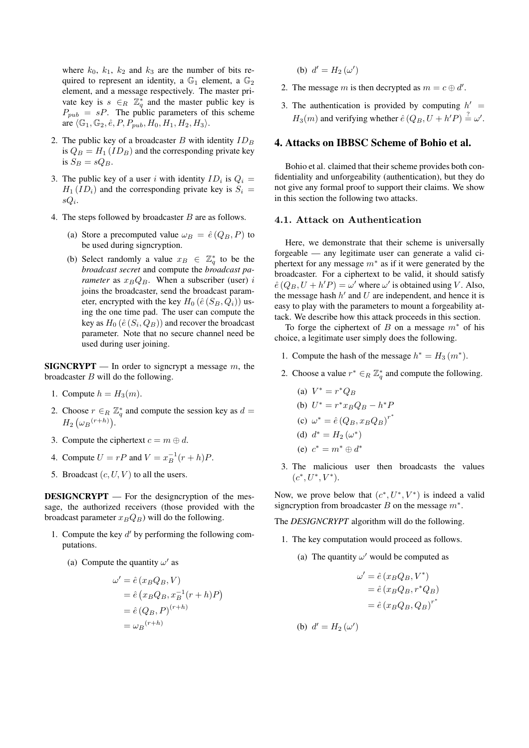where $k_0$, $k_1$, $k_2$ and $k_3$ are the number of bits required to represent an identity, a $\mathbb{G}_1$ element, a $\mathbb{G}_2$ element, and a message respectively. The master private key is $s \in_R \mathbb{Z}_q^*$ and the master public key is $P_{pub} = sP$. The public parameters of this scheme are $\langle \mathbb{G}_1, \mathbb{G}_2, \hat{e}, P, P_{pub}, H_0, H_1, H_2, H_3 \rangle$.

2. The public key of a broadcaster $B$ with identity $ID_B$ is $Q_B = H_1(ID_B)$ and the corresponding private key is $S_B = sQ_B$.

3. The public key of a user $i$ with identity $ID_i$ is $Q_i = H_1(ID_i)$ and the corresponding private key is $S_i = sQ_i$.

4. The steps followed by broadcaster $B$ are as follows.

   (a) Store a precomputed value $\omega_B = \hat{e}(Q_B, P)$ to be used during signcryption.

   (b) Select randomly a value $x_B \in \mathbb{Z}_q^*$ to be the *broadcast secret* and compute the *broadcast parameter* as $x_B Q_B$. When a subscriber (user) $i$ joins the broadcaster, send the broadcast parameter, encrypted with the key $H_0(\hat{e}(S_B, Q_i))$ using the one time pad. The user can compute the key as $H_0(\hat{e}(S_i, Q_B))$ and recover the broadcast parameter. Note that no secure channel need be used during user joining.

**SIGNCRYPT** — In order to signcrypt a message $m$, the broadcaster $B$ will do the following.

1. Compute $h = H_3(m)$.

2. Choose $r \in_R \mathbb{Z}_q^*$ and compute the session key as $d = H_2\left({\omega_B}^{(r+h)}\right)$.

3. Compute the ciphertext $c = m \oplus d$.

4. Compute $U = rP$ and $V = x_B^{-1}(r+h)P$.

5. Broadcast $(c, U, V)$ to all the users.

**DESIGNCRYPT** — For the designcryption of the message, the authorized receivers (those provided with the broadcast parameter $x_B Q_B$) will do the following.

1. Compute the key $d'$ by performing the following computations.

   (a) Compute the quantity $\omega'$ as

$$\begin{aligned}
\omega' &= \hat{e}(x_B Q_B, V) \\
&= \hat{e}\left(x_B Q_B, x_B^{-1}(r+h)P\right) \\
&= \hat{e}(Q_B, P)^{(r+h)} \\
&= {\omega_B}^{(r+h)}
\end{aligned}$$

   (b) $d' = H_2(\omega')$

2. The message $m$ is then decrypted as $m = c \oplus d'$.

3. The authentication is provided by computing $h' = H_3(m)$ and verifying whether $\hat{e}(Q_B, U + h'P) \stackrel{?}{=} \omega'$.

## 4. Attacks on IBBSC Scheme of Bohio et al.

Bohio et al. claimed that their scheme provides both confidentiality and unforgeability (authentication), but they do not give any formal proof to support their claims. We show in this section the following two attacks.

### 4.1. Attack on Authentication

Here, we demonstrate that their scheme is universally forgeable — any legitimate user can generate a valid ciphertext for any message $m^*$ as if it were generated by the broadcaster. For a ciphertext to be valid, it should satisfy $\hat{e}(Q_B, U + h'P) = \omega'$ where $\omega'$ is obtained using $V$. Also, the message hash $h'$ and $U$ are independent, and hence it is easy to play with the parameters to mount a forgeability attack. We describe how this attack proceeds in this section.

To forge the ciphertext of $B$ on a message $m^*$ of his choice, a legitimate user simply does the following.

1. Compute the hash of the message $h^* = H_3(m^*)$.

2. Choose a value $r^* \in_R \mathbb{Z}_q^*$ and compute the following.

   (a) $V^* = r^* Q_B$

   (b) $U^* = r^* x_B Q_B - h^* P$

   (c) $\omega^* = \hat{e}(Q_B, x_B Q_B)^{r^*}$

   (d) $d^* = H_2(\omega^*)$

   (e) $c^* = m^* \oplus d^*$

3. The malicious user then broadcasts the values $(c^*, U^*, V^*)$.

Now, we prove below that $(c^*, U^*, V^*)$ is indeed a valid signcryption from broadcaster $B$ on the message $m^*$.

The *DESIGNCRYPT* algorithm will do the following.

1. The key computation would proceed as follows.

   (a) The quantity $\omega'$ would be computed as

$$\begin{aligned}
\omega' &= \hat{e}(x_B Q_B, V^*) \\
&= \hat{e}(x_B Q_B, r^* Q_B) \\
&= \hat{e}(x_B Q_B, Q_B)^{r^*}
\end{aligned}$$

   (b) $d' = H_2(\omega')$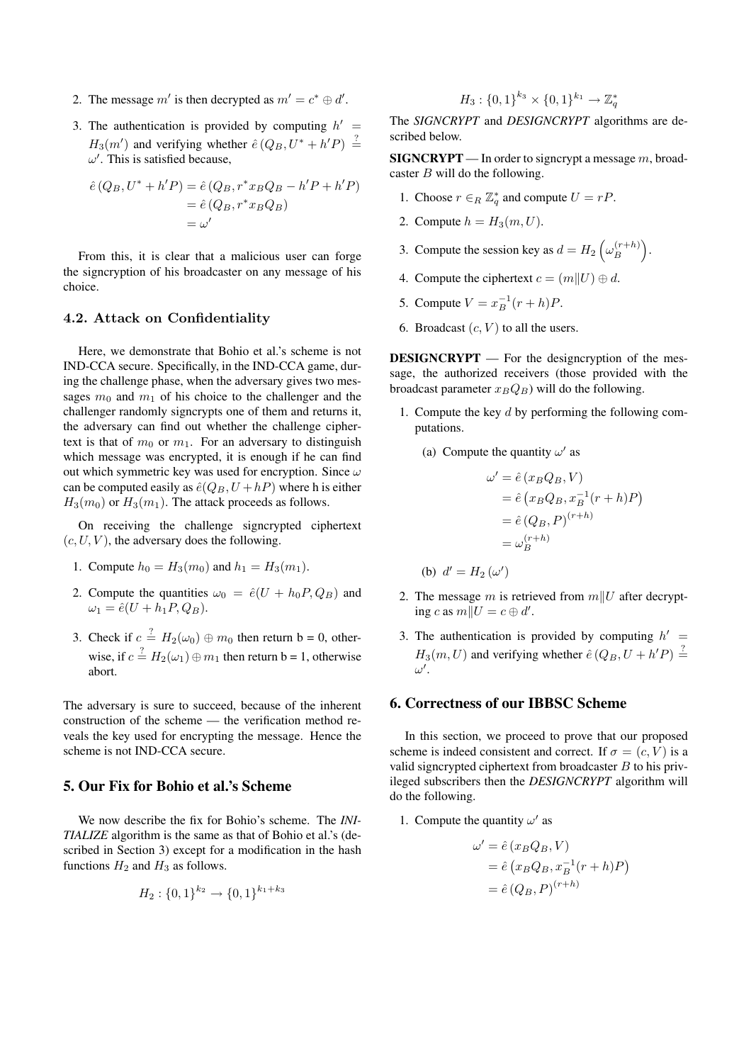2. The message $m'$ is then decrypted as $m' = c^* \oplus d'$.

3. The authentication is provided by computing $h' = H_3(m')$ and verifying whether $\hat{e}(Q_B, U^* + h'P) \stackrel{?}{=} \omega'$. This is satisfied because,

$$
\begin{aligned}
\hat{e}(Q_B, U^* + h'P) &= \hat{e}(Q_B, r^* x_B Q_B - h'P + h'P) \\
&= \hat{e}(Q_B, r^* x_B Q_B) \\
&= \omega'
\end{aligned}
$$

From this, it is clear that a malicious user can forge the signcryption of his broadcaster on any message of his choice.

### 4.2. Attack on Confidentiality

Here, we demonstrate that Bohio et al.'s scheme is not IND-CCA secure. Specifically, in the IND-CCA game, during the challenge phase, when the adversary gives two messages $m_0$ and $m_1$ of his choice to the challenger and the challenger randomly signcrypts one of them and returns it, the adversary can find out whether the challenge ciphertext is that of $m_0$ or $m_1$. For an adversary to distinguish which message was encrypted, it is enough if he can find out which symmetric key was used for encryption. Since $\omega$ can be computed easily as $\hat{e}(Q_B, U + hP)$ where h is either $H_3(m_0)$ or $H_3(m_1)$. The attack proceeds as follows.

On receiving the challenge signcrypted ciphertext $(c, U, V)$, the adversary does the following.

1. Compute $h_0 = H_3(m_0)$ and $h_1 = H_3(m_1)$.
2. Compute the quantities $\omega_0 = \hat{e}(U + h_0 P, Q_B)$ and $\omega_1 = \hat{e}(U + h_1 P, Q_B)$.
3. Check if $c \stackrel{?}{=} H_2(\omega_0) \oplus m_0$ then return b = 0, otherwise, if $c \stackrel{?}{=} H_2(\omega_1) \oplus m_1$ then return b = 1, otherwise abort.

The adversary is sure to succeed, because of the inherent construction of the scheme — the verification method reveals the key used for encrypting the message. Hence the scheme is not IND-CCA secure.

## 5. Our Fix for Bohio et al.'s Scheme

We now describe the fix for Bohio's scheme. The *INITIALIZE* algorithm is the same as that of Bohio et al.'s (described in Section 3) except for a modification in the hash functions $H_2$ and $H_3$ as follows.

$$H_2 : \{0,1\}^{k_2} \rightarrow \{0,1\}^{k_1 + k_3}$$

$$H_3 : \{0,1\}^{k_3} \times \{0,1\}^{k_1} \rightarrow \mathbb{Z}_q^*$$

The *SIGNCRYPT* and *DESIGNCRYPT* algorithms are described below.

**SIGNCRYPT** — In order to signcrypt a message $m$, broadcaster $B$ will do the following.

1. Choose $r \in_R \mathbb{Z}_q^*$ and compute $U = rP$.
2. Compute $h = H_3(m, U)$.
3. Compute the session key as $d = H_2\left(\omega_B^{(r+h)}\right)$.
4. Compute the ciphertext $c = (m \| U) \oplus d$.
5. Compute $V = x_B^{-1}(r + h)P$.
6. Broadcast $(c, V)$ to all the users.

**DESIGNCRYPT** — For the designcryption of the message, the authorized receivers (those provided with the broadcast parameter $x_B Q_B$) will do the following.

1. Compute the key $d$ by performing the following computations.
   (a) Compute the quantity $\omega'$ as

$$
\begin{aligned}
\omega' &= \hat{e}(x_B Q_B, V) \\
&= \hat{e}\left(x_B Q_B, x_B^{-1}(r + h)P\right) \\
&= \hat{e}(Q_B, P)^{(r+h)} \\
&= \omega_B^{(r+h)}
\end{aligned}
$$

   (b) $d' = H_2(\omega')$

2. The message $m$ is retrieved from $m \| U$ after decrypting $c$ as $m \| U = c \oplus d'$.
3. The authentication is provided by computing $h' = H_3(m, U)$ and verifying whether $\hat{e}(Q_B, U + h'P) \stackrel{?}{=} \omega'$.

## 6. Correctness of our IBBSC Scheme

In this section, we proceed to prove that our proposed scheme is indeed consistent and correct. If $\sigma = (c, V)$ is a valid signcrypted ciphertext from broadcaster $B$ to his privileged subscribers then the *DESIGNCRYPT* algorithm will do the following.

1. Compute the quantity $\omega'$ as

$$
\begin{aligned}
\omega' &= \hat{e}(x_B Q_B, V) \\
&= \hat{e}\left(x_B Q_B, x_B^{-1}(r + h)P\right) \\
&= \hat{e}(Q_B, P)^{(r+h)}
\end{aligned}
$$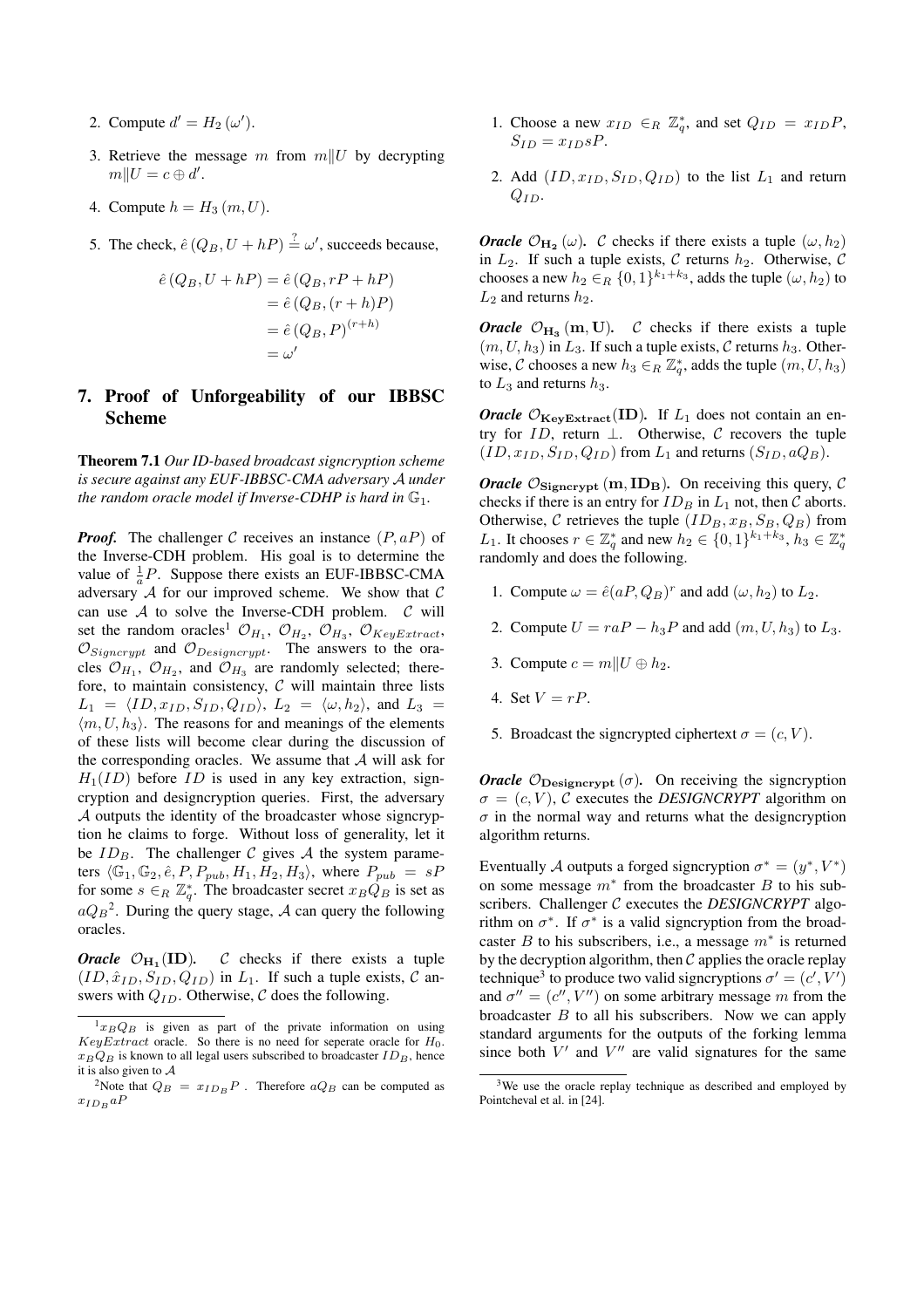2. Compute $d' = H_2(\omega')$.

3. Retrieve the message $m$ from $m\|U$ by decrypting $m\|U = c \oplus d'$.

4. Compute $h = H_3(m, U)$.

5. The check, $\hat{e}(Q_B, U + hP) \stackrel{?}{=} \omega'$, succeeds because,

$$
\begin{aligned}
\hat{e}(Q_B, U + hP) &= \hat{e}(Q_B, rP + hP) \\
&= \hat{e}(Q_B, (r + h)P) \\
&= \hat{e}(Q_B, P)^{(r+h)} \\
&= \omega'
\end{aligned}
$$

## 7. Proof of Unforgeability of our IBBSC Scheme

**Theorem 7.1** *Our ID-based broadcast signcryption scheme is secure against any EUF-IBBSC-CMA adversary $\mathcal{A}$ under the random oracle model if Inverse-CDHP is hard in $\mathbb{G}_1$.*

***Proof.*** The challenger $\mathcal{C}$ receives an instance $(P, aP)$ of the Inverse-CDH problem. His goal is to determine the value of $\frac{1}{a}P$. Suppose there exists an EUF-IBBSC-CMA adversary $\mathcal{A}$ for our improved scheme. We show that $\mathcal{C}$ can use $\mathcal{A}$ to solve the Inverse-CDH problem. $\mathcal{C}$ will set the random oracles[1] $\mathcal{O}_{H_1}$, $\mathcal{O}_{H_2}$, $\mathcal{O}_{H_3}$, $\mathcal{O}_{KeyExtract}$, $\mathcal{O}_{Signcrypt}$ and $\mathcal{O}_{Designcrypt}$. The answers to the oracles $\mathcal{O}_{H_1}$, $\mathcal{O}_{H_2}$, and $\mathcal{O}_{H_3}$ are randomly selected; therefore, to maintain consistency, $\mathcal{C}$ will maintain three lists $L_1 = \langle ID, x_{ID}, S_{ID}, Q_{ID}\rangle$, $L_2 = \langle \omega, h_2\rangle$, and $L_3 = \langle m, U, h_3\rangle$. The reasons for and meanings of the elements of these lists will become clear during the discussion of the corresponding oracles. We assume that $\mathcal{A}$ will ask for $H_1(ID)$ before $ID$ is used in any key extraction, signcryption and designcryption queries. First, the adversary $\mathcal{A}$ outputs the identity of the broadcaster whose signcryption he claims to forge. Without loss of generality, let it be $ID_B$. The challenger $\mathcal{C}$ gives $\mathcal{A}$ the system parameters $\langle \mathbb{G}_1, \mathbb{G}_2, \hat{e}, P, P_{pub}, H_1, H_2, H_3\rangle$, where $P_{pub} = sP$ for some $s \in_R \mathbb{Z}_q^*$. The broadcaster secret $x_B Q_B$ is set as $aQ_B$[2]. During the query stage, $\mathcal{A}$ can query the following oracles.

***Oracle*** $\mathcal{O}_{\mathbf{H_1}}(\mathbf{ID})$. $\mathcal{C}$ checks if there exists a tuple $(ID, \hat{x}_{ID}, S_{ID}, Q_{ID})$ in $L_1$. If such a tuple exists, $\mathcal{C}$ answers with $Q_{ID}$. Otherwise, $\mathcal{C}$ does the following.

1. Choose a new $x_{ID} \in_R \mathbb{Z}_q^*$, and set $Q_{ID} = x_{ID}P$, $S_{ID} = x_{ID}sP$.

2. Add $(ID, x_{ID}, S_{ID}, Q_{ID})$ to the list $L_1$ and return $Q_{ID}$.

***Oracle*** $\mathcal{O}_{\mathbf{H_2}}(\omega)$. $\mathcal{C}$ checks if there exists a tuple $(\omega, h_2)$ in $L_2$. If such a tuple exists, $\mathcal{C}$ returns $h_2$. Otherwise, $\mathcal{C}$ chooses a new $h_2 \in_R \{0,1\}^{k_1+k_3}$, adds the tuple $(\omega, h_2)$ to $L_2$ and returns $h_2$.

***Oracle*** $\mathcal{O}_{\mathbf{H_3}}(\mathbf{m}, \mathbf{U})$. $\mathcal{C}$ checks if there exists a tuple $(m, U, h_3)$ in $L_3$. If such a tuple exists, $\mathcal{C}$ returns $h_3$. Otherwise, $\mathcal{C}$ chooses a new $h_3 \in_R \mathbb{Z}_q^*$, adds the tuple $(m, U, h_3)$ to $L_3$ and returns $h_3$.

***Oracle*** $\mathcal{O}_{\mathbf{KeyExtract}}(\mathbf{ID})$. If $L_1$ does not contain an entry for $ID$, return $\perp$. Otherwise, $\mathcal{C}$ recovers the tuple $(ID, x_{ID}, S_{ID}, Q_{ID})$ from $L_1$ and returns $(S_{ID}, aQ_B)$.

***Oracle*** $\mathcal{O}_{\mathbf{Signcrypt}}(\mathbf{m}, \mathbf{ID_B})$. On receiving this query, $\mathcal{C}$ checks if there is an entry for $ID_B$ in $L_1$ not, then $\mathcal{C}$ aborts. Otherwise, $\mathcal{C}$ retrieves the tuple $(ID_B, x_B, S_B, Q_B)$ from $L_1$. It chooses $r \in \mathbb{Z}_q^*$ and new $h_2 \in \{0,1\}^{k_1+k_3}$, $h_3 \in \mathbb{Z}_q^*$ randomly and does the following.

1. Compute $\omega = \hat{e}(aP, Q_B)^r$ and add $(\omega, h_2)$ to $L_2$.

2. Compute $U = raP - h_3P$ and add $(m, U, h_3)$ to $L_3$.

3. Compute $c = m\|U \oplus h_2$.

4. Set $V = rP$.

5. Broadcast the signcrypted ciphertext $\sigma = (c, V)$.

***Oracle*** $\mathcal{O}_{\mathbf{Designcrypt}}(\sigma)$. On receiving the signcryption $\sigma = (c, V)$, $\mathcal{C}$ executes the ***DESIGNCRYPT*** algorithm on $\sigma$ in the normal way and returns what the designcryption algorithm returns.

Eventually $\mathcal{A}$ outputs a forged signcryption $\sigma^* = (y^*, V^*)$ on some message $m^*$ from the broadcaster $B$ to his subscribers. Challenger $\mathcal{C}$ executes the ***DESIGNCRYPT*** algorithm on $\sigma^*$. If $\sigma^*$ is a valid signcryption from the broadcaster $B$ to his subscribers, i.e., a message $m^*$ is returned by the decryption algorithm, then $\mathcal{C}$ applies the oracle replay technique[3] to produce two valid signcryptions $\sigma' = (c', V')$ and $\sigma'' = (c'', V'')$ on some arbitrary message $m$ from the broadcaster $B$ to all his subscribers. Now we can apply standard arguments for the outputs of the forking lemma since both $V'$ and $V''$ are valid signatures for the same

---

[1] $x_B Q_B$ is given as part of the private information on using $KeyExtract$ oracle. So there is no need for seperate oracle for $H_0$. $x_B Q_B$ is known to all legal users subscribed to broadcaster $ID_B$, hence it is also given to $\mathcal{A}$

[2] Note that $Q_B = x_{ID_B}P$ . Therefore $aQ_B$ can be computed as $x_{ID_B}aP$

[3] We use the oracle replay technique as described and employed by Pointcheval et al. in [24].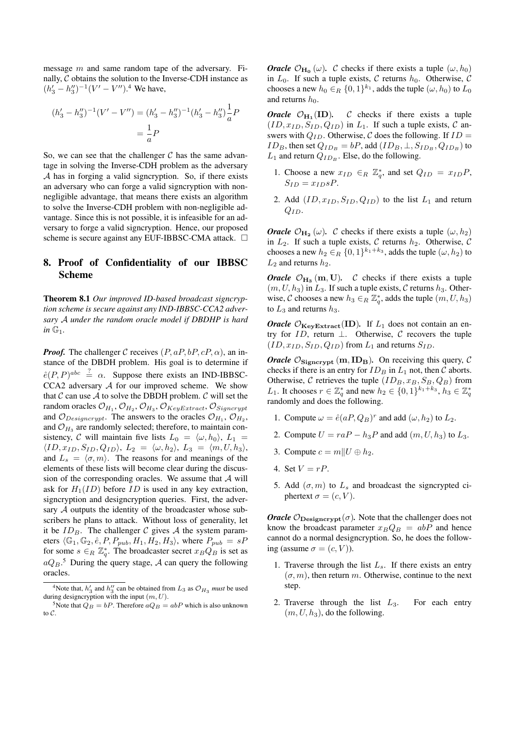message $m$ and same random tape of the adversary. Finally, $\mathcal{C}$ obtains the solution to the Inverse-CDH instance as $(h_3' - h_3'')^{-1}(V' - V'')$.[4] We have,

$$(h_3' - h_3'')^{-1}(V' - V'') = (h_3' - h_3'')^{-1}(h_3' - h_3'')\frac{1}{a}P = \frac{1}{a}P$$

So, we can see that the challenger $\mathcal{C}$ has the same advantage in solving the Inverse-CDH problem as the adversary $\mathcal{A}$ has in forging a valid signcryption. So, if there exists an adversary who can forge a valid signcryption with non-negligible advantage, that means there exists an algorithm to solve the Inverse-CDH problem with non-negligible advantage. Since this is not possible, it is infeasible for an adversary to forge a valid signcryption. Hence, our proposed scheme is secure against any EUF-IBBSC-CMA attack. □

## 8. Proof of Confidentiality of our IBBSC Scheme

**Theorem 8.1** *Our improved ID-based broadcast signcryption scheme is secure against any IND-IBBSC-CCA2 adversary $\mathcal{A}$ under the random oracle model if DBDHP is hard in $\mathbb{G}_1$.*

***Proof.*** The challenger $\mathcal{C}$ receives $(P, aP, bP, cP, \alpha)$, an instance of the DBDH problem. His goal is to determine if $\hat{e}(P,P)^{abc} \stackrel{?}{=} \alpha$. Suppose there exists an IND-IBBSC-CCA2 adversary $\mathcal{A}$ for our improved scheme. We show that $\mathcal{C}$ can use $\mathcal{A}$ to solve the DBDH problem. $\mathcal{C}$ will set the random oracles $\mathcal{O}_{H_1}, \mathcal{O}_{H_2}, \mathcal{O}_{H_3}, \mathcal{O}_{KeyExtract}, \mathcal{O}_{Signcrypt}$ and $\mathcal{O}_{Designcrypt}$. The answers to the oracles $\mathcal{O}_{H_1}$, $\mathcal{O}_{H_2}$, and $\mathcal{O}_{H_3}$ are randomly selected; therefore, to maintain consistency, $\mathcal{C}$ will maintain five lists $L_0 = \langle \omega, h_0 \rangle$, $L_1 = \langle ID, x_{ID}, S_{ID}, Q_{ID} \rangle$, $L_2 = \langle \omega, h_2 \rangle$, $L_3 = \langle m, U, h_3 \rangle$, and $L_s = \langle \sigma, m \rangle$. The reasons for and meanings of the elements of these lists will become clear during the discussion of the corresponding oracles. We assume that $\mathcal{A}$ will ask for $H_1(ID)$ before $ID$ is used in any key extraction, signcryption and designcryption queries. First, the adversary $\mathcal{A}$ outputs the identity of the broadcaster whose subscribers he plans to attack. Without loss of generality, let it be $ID_B$. The challenger $\mathcal{C}$ gives $\mathcal{A}$ the system parameters $\langle \mathbb{G}_1, \mathbb{G}_2, \hat{e}, P, P_{pub}, H_1, H_2, H_3 \rangle$, where $P_{pub} = sP$ for some $s \in_R \mathbb{Z}_q^*$. The broadcaster secret $x_B Q_B$ is set as $aQ_B$.[5] During the query stage, $\mathcal{A}$ can query the following oracles.

***Oracle* $\mathcal{O}_{\mathbf{H_0}}(\omega)$.** $\mathcal{C}$ checks if there exists a tuple $(\omega, h_0)$ in $L_0$. If such a tuple exists, $\mathcal{C}$ returns $h_0$. Otherwise, $\mathcal{C}$ chooses a new $h_0 \in_R \{0,1\}^{k_1}$, adds the tuple $(\omega, h_0)$ to $L_0$ and returns $h_0$.

***Oracle* $\mathcal{O}_{\mathbf{H_1}}(\mathbf{ID})$.** $\mathcal{C}$ checks if there exists a tuple $(ID, x_{ID}, S_{ID}, Q_{ID})$ in $L_1$. If such a tuple exists, $\mathcal{C}$ answers with $Q_{ID}$. Otherwise, $\mathcal{C}$ does the following. If $ID = ID_B$, then set $Q_{ID_B} = bP$, add $(ID_B, \perp, S_{ID_B}, Q_{ID_B})$ to $L_1$ and return $Q_{ID_B}$. Else, do the following.

1. Choose a new $x_{ID} \in_R \mathbb{Z}_q^*$, and set $Q_{ID} = x_{ID}P$, $S_{ID} = x_{ID}sP$.
2. Add $(ID, x_{ID}, S_{ID}, Q_{ID})$ to the list $L_1$ and return $Q_{ID}$.

***Oracle* $\mathcal{O}_{\mathbf{H_2}}(\omega)$.** $\mathcal{C}$ checks if there exists a tuple $(\omega, h_2)$ in $L_2$. If such a tuple exists, $\mathcal{C}$ returns $h_2$. Otherwise, $\mathcal{C}$ chooses a new $h_2 \in_R \{0,1\}^{k_1+k_3}$, adds the tuple $(\omega, h_2)$ to $L_2$ and returns $h_2$.

***Oracle* $\mathcal{O}_{\mathbf{H_3}}(\mathbf{m}, \mathbf{U})$.** $\mathcal{C}$ checks if there exists a tuple $(m, U, h_3)$ in $L_3$. If such a tuple exists, $\mathcal{C}$ returns $h_3$. Otherwise, $\mathcal{C}$ chooses a new $h_3 \in_R \mathbb{Z}_q^*$, adds the tuple $(m, U, h_3)$ to $L_3$ and returns $h_3$.

***Oracle* $\mathcal{O}_{\mathbf{KeyExtract}}(\mathbf{ID})$.** If $L_1$ does not contain an entry for $ID$, return $\perp$. Otherwise, $\mathcal{C}$ recovers the tuple $(ID, x_{ID}, S_{ID}, Q_{ID})$ from $L_1$ and returns $S_{ID}$.

***Oracle* $\mathcal{O}_{\mathbf{Signcrypt}}(\mathbf{m}, \mathbf{ID_B})$.** On receiving this query, $\mathcal{C}$ checks if there is an entry for $ID_B$ in $L_1$ not, then $\mathcal{C}$ aborts. Otherwise, $\mathcal{C}$ retrieves the tuple $(ID_B, x_B, S_B, Q_B)$ from $L_1$. It chooses $r \in \mathbb{Z}_q^*$ and new $h_2 \in \{0,1\}^{k_1+k_3}$, $h_3 \in \mathbb{Z}_q^*$ randomly and does the following.

1. Compute $\omega = \hat{e}(aP, Q_B)^r$ and add $(\omega, h_2)$ to $L_2$.
2. Compute $U = raP - h_3P$ and add $(m, U, h_3)$ to $L_3$.
3. Compute $c = m \| U \oplus h_2$.
4. Set $V = rP$.
5. Add $(\sigma, m)$ to $L_s$ and broadcast the signcrypted ciphertext $\sigma = (c, V)$.

***Oracle* $\mathcal{O}_{\mathbf{Designcrypt}}(\sigma)$.** Note that the challenger does not know the broadcast parameter $x_B Q_B = abP$ and hence cannot do a normal designcryption. So, he does the following (assume $\sigma = (c, V)$).

1. Traverse through the list $L_s$. If there exists an entry $(\sigma, m)$, then return $m$. Otherwise, continue to the next step.
2. Traverse through the list $L_3$. For each entry $(m, U, h_3)$, do the following.

[4] Note that, $h_3'$ and $h_3''$ can be obtained from $L_3$ as $\mathcal{O}_{H_3}$ *must* be used during designcryption with the input $(m, U)$.

[5] Note that $Q_B = bP$. Therefore $aQ_B = abP$ which is also unknown to $\mathcal{C}$.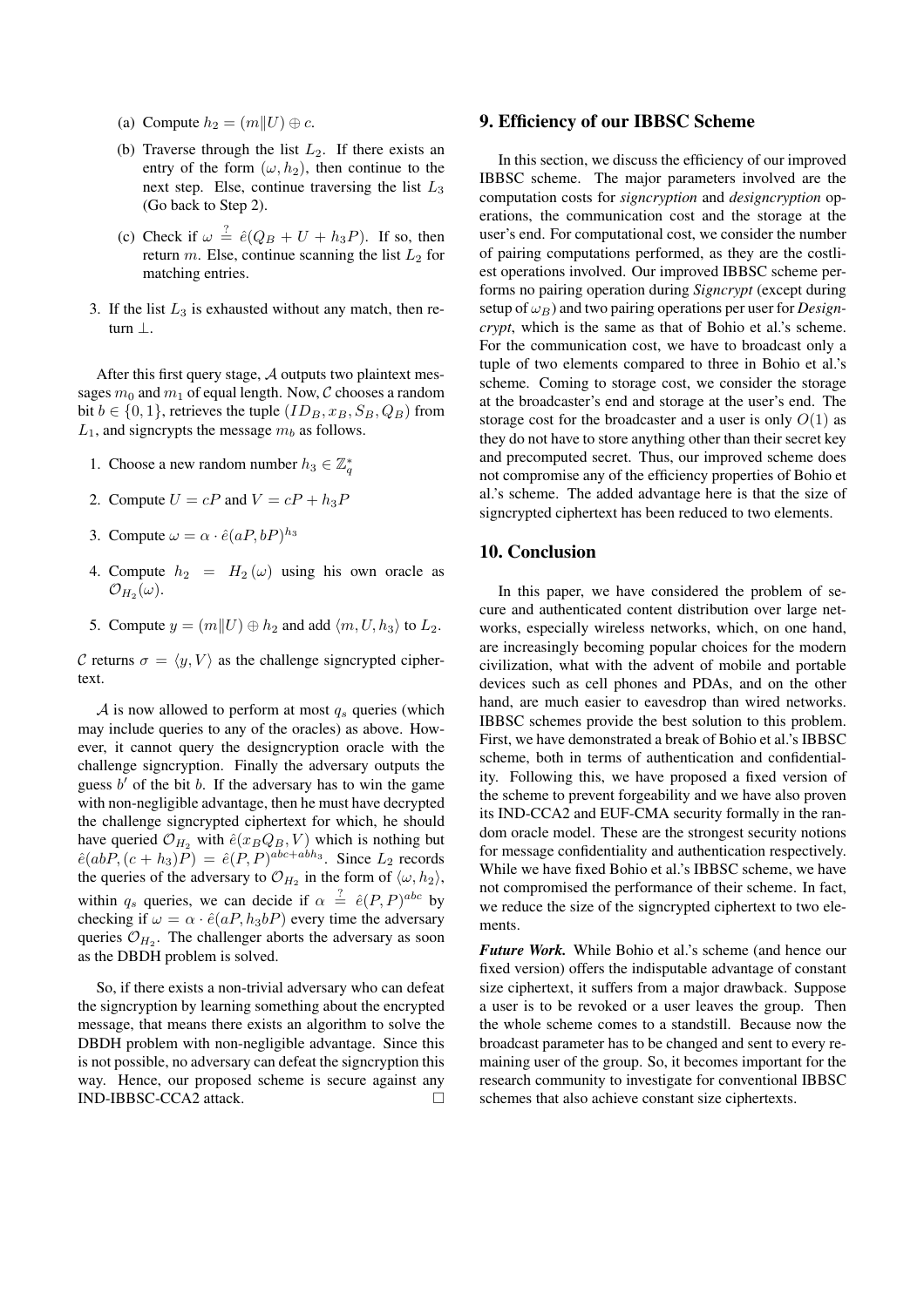(a) Compute $h_2 = (m \| U) \oplus c$.

(b) Traverse through the list $L_2$. If there exists an entry of the form $(\omega, h_2)$, then continue to the next step. Else, continue traversing the list $L_3$ (Go back to Step 2).

(c) Check if $\omega \stackrel{?}{=} \hat{e}(Q_B + U + h_3 P)$. If so, then return $m$. Else, continue scanning the list $L_2$ for matching entries.

3. If the list $L_3$ is exhausted without any match, then return $\perp$.

After this first query stage, $\mathcal{A}$ outputs two plaintext messages $m_0$ and $m_1$ of equal length. Now, $\mathcal{C}$ chooses a random bit $b \in \{0, 1\}$, retrieves the tuple $(ID_B, x_B, S_B, Q_B)$ from $L_1$, and signcrypts the message $m_b$ as follows.

1. Choose a new random number $h_3 \in \mathbb{Z}_q^*$
2. Compute $U = cP$ and $V = cP + h_3 P$
3. Compute $\omega = \alpha \cdot \hat{e}(aP, bP)^{h_3}$
4. Compute $h_2 = H_2(\omega)$ using his own oracle as $\mathcal{O}_{H_2}(\omega)$.
5. Compute $y = (m \| U) \oplus h_2$ and add $\langle m, U, h_3 \rangle$ to $L_2$.

$\mathcal{C}$ returns $\sigma = \langle y, V \rangle$ as the challenge signcrypted ciphertext.

$\mathcal{A}$ is now allowed to perform at most $q_s$ queries (which may include queries to any of the oracles) as above. However, it cannot query the designcryption oracle with the challenge signcryption. Finally the adversary outputs the guess $b'$ of the bit $b$. If the adversary has to win the game with non-negligible advantage, then he must have decrypted the challenge signcrypted ciphertext for which, he should have queried $\mathcal{O}_{H_2}$ with $\hat{e}(x_B Q_B, V)$ which is nothing but $\hat{e}(abP, (c + h_3)P) = \hat{e}(P, P)^{abc + abh_3}$. Since $L_2$ records the queries of the adversary to $\mathcal{O}_{H_2}$ in the form of $\langle \omega, h_2 \rangle$, within $q_s$ queries, we can decide if $\alpha \stackrel{?}{=} \hat{e}(P, P)^{abc}$ by checking if $\omega = \alpha \cdot \hat{e}(aP, h_3 bP)$ every time the adversary queries $\mathcal{O}_{H_2}$. The challenger aborts the adversary as soon as the DBDH problem is solved.

So, if there exists a non-trivial adversary who can defeat the signcryption by learning something about the encrypted message, that means there exists an algorithm to solve the DBDH problem with non-negligible advantage. Since this is not possible, no adversary can defeat the signcryption this way. Hence, our proposed scheme is secure against any IND-IBBSC-CCA2 attack. □

## 9. Efficiency of our IBBSC Scheme

In this section, we discuss the efficiency of our improved IBBSC scheme. The major parameters involved are the computation costs for *signcryption* and *designcryption* operations, the communication cost and the storage at the user's end. For computational cost, we consider the number of pairing computations performed, as they are the costliest operations involved. Our improved IBBSC scheme performs no pairing operation during *Signcrypt* (except during setup of $\omega_B$) and two pairing operations per user for *Designcrypt*, which is the same as that of Bohio et al.'s scheme. For the communication cost, we have to broadcast only a tuple of two elements compared to three in Bohio et al.'s scheme. Coming to storage cost, we consider the storage at the broadcaster's end and storage at the user's end. The storage cost for the broadcaster and a user is only $O(1)$ as they do not have to store anything other than their secret key and precomputed secret. Thus, our improved scheme does not compromise any of the efficiency properties of Bohio et al.'s scheme. The added advantage here is that the size of signcrypted ciphertext has been reduced to two elements.

## 10. Conclusion

In this paper, we have considered the problem of secure and authenticated content distribution over large networks, especially wireless networks, which, on one hand, are increasingly becoming popular choices for the modern civilization, what with the advent of mobile and portable devices such as cell phones and PDAs, and on the other hand, are much easier to eavesdrop than wired networks. IBBSC schemes provide the best solution to this problem. First, we have demonstrated a break of Bohio et al.'s IBBSC scheme, both in terms of authentication and confidentiality. Following this, we have proposed a fixed version of the scheme to prevent forgeability and we have also proven its IND-CCA2 and EUF-CMA security formally in the random oracle model. These are the strongest security notions for message confidentiality and authentication respectively. While we have fixed Bohio et al.'s IBBSC scheme, we have not compromised the performance of their scheme. In fact, we reduce the size of the signcrypted ciphertext to two elements.

***Future Work.*** While Bohio et al.'s scheme (and hence our fixed version) offers the indisputable advantage of constant size ciphertext, it suffers from a major drawback. Suppose a user is to be revoked or a user leaves the group. Then the whole scheme comes to a standstill. Because now the broadcast parameter has to be changed and sent to every remaining user of the group. So, it becomes important for the research community to investigate for conventional IBBSC schemes that also achieve constant size ciphertexts.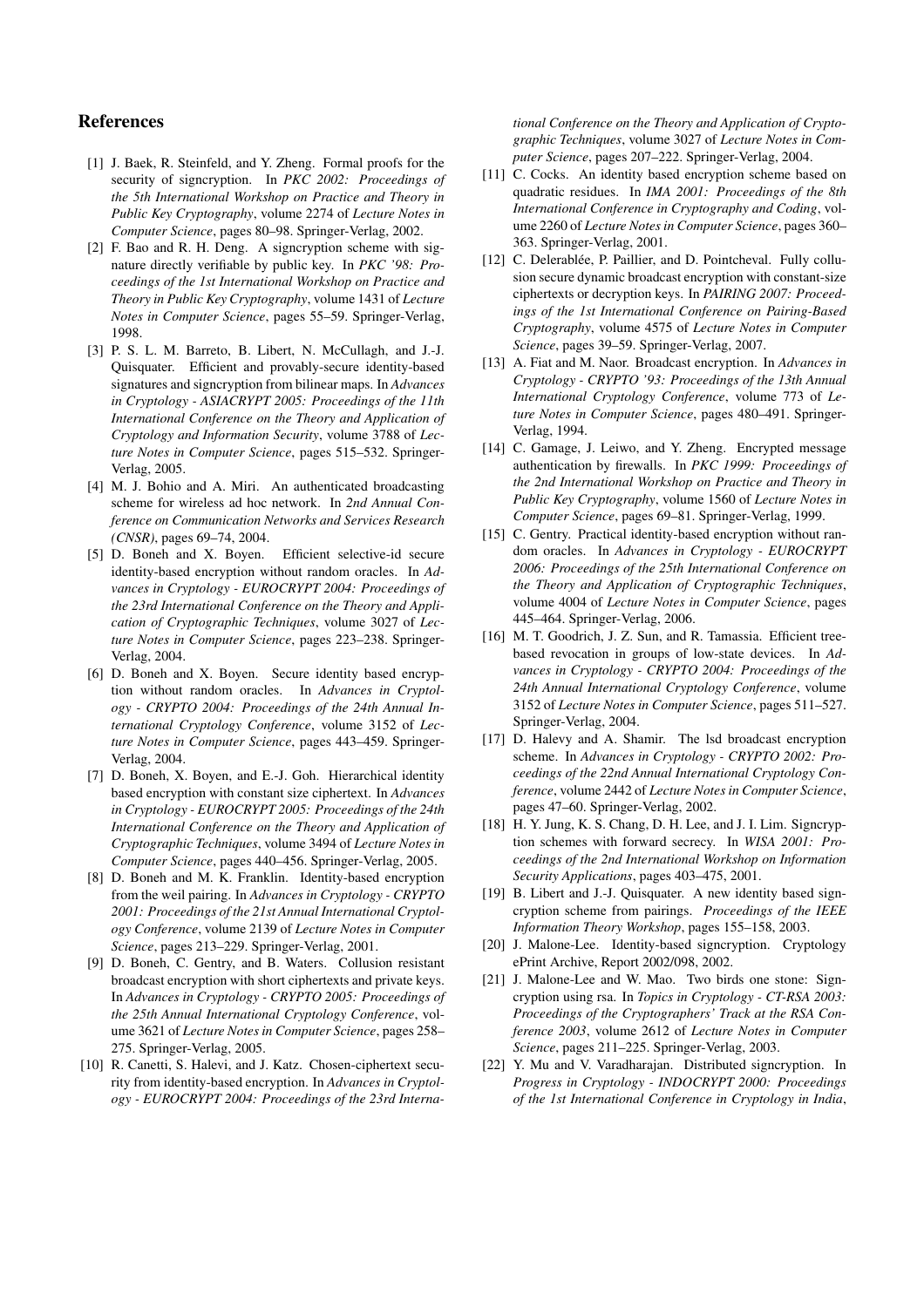## References

[1] J. Baek, R. Steinfeld, and Y. Zheng. Formal proofs for the security of signcryption. In *PKC 2002: Proceedings of the 5th International Workshop on Practice and Theory in Public Key Cryptography*, volume 2274 of *Lecture Notes in Computer Science*, pages 80–98. Springer-Verlag, 2002.

[2] F. Bao and R. H. Deng. A signcryption scheme with signature directly verifiable by public key. In *PKC '98: Proceedings of the 1st International Workshop on Practice and Theory in Public Key Cryptography*, volume 1431 of *Lecture Notes in Computer Science*, pages 55–59. Springer-Verlag, 1998.

[3] P. S. L. M. Barreto, B. Libert, N. McCullagh, and J.-J. Quisquater. Efficient and provably-secure identity-based signatures and signcryption from bilinear maps. In *Advances in Cryptology - ASIACRYPT 2005: Proceedings of the 11th International Conference on the Theory and Application of Cryptology and Information Security*, volume 3788 of *Lecture Notes in Computer Science*, pages 515–532. Springer-Verlag, 2005.

[4] M. J. Bohio and A. Miri. An authenticated broadcasting scheme for wireless ad hoc network. In *2nd Annual Conference on Communication Networks and Services Research (CNSR)*, pages 69–74, 2004.

[5] D. Boneh and X. Boyen. Efficient selective-id secure identity-based encryption without random oracles. In *Advances in Cryptology - EUROCRYPT 2004: Proceedings of the 23rd International Conference on the Theory and Application of Cryptographic Techniques*, volume 3027 of *Lecture Notes in Computer Science*, pages 223–238. Springer-Verlag, 2004.

[6] D. Boneh and X. Boyen. Secure identity based encryption without random oracles. In *Advances in Cryptology - CRYPTO 2004: Proceedings of the 24th Annual International Cryptology Conference*, volume 3152 of *Lecture Notes in Computer Science*, pages 443–459. Springer-Verlag, 2004.

[7] D. Boneh, X. Boyen, and E.-J. Goh. Hierarchical identity based encryption with constant size ciphertext. In *Advances in Cryptology - EUROCRYPT 2005: Proceedings of the 24th International Conference on the Theory and Application of Cryptographic Techniques*, volume 3494 of *Lecture Notes in Computer Science*, pages 440–456. Springer-Verlag, 2005.

[8] D. Boneh and M. K. Franklin. Identity-based encryption from the weil pairing. In *Advances in Cryptology - CRYPTO 2001: Proceedings of the 21st Annual International Cryptology Conference*, volume 2139 of *Lecture Notes in Computer Science*, pages 213–229. Springer-Verlag, 2001.

[9] D. Boneh, C. Gentry, and B. Waters. Collusion resistant broadcast encryption with short ciphertexts and private keys. In *Advances in Cryptology - CRYPTO 2005: Proceedings of the 25th Annual International Cryptology Conference*, volume 3621 of *Lecture Notes in Computer Science*, pages 258–275. Springer-Verlag, 2005.

[10] R. Canetti, S. Halevi, and J. Katz. Chosen-ciphertext security from identity-based encryption. In *Advances in Cryptology - EUROCRYPT 2004: Proceedings of the 23rd International Conference on the Theory and Application of Cryptographic Techniques*, volume 3027 of *Lecture Notes in Computer Science*, pages 207–222. Springer-Verlag, 2004.

[11] C. Cocks. An identity based encryption scheme based on quadratic residues. In *IMA 2001: Proceedings of the 8th International Conference in Cryptography and Coding*, volume 2260 of *Lecture Notes in Computer Science*, pages 360–363. Springer-Verlag, 2001.

[12] C. Delerablée, P. Paillier, and D. Pointcheval. Fully collusion secure dynamic broadcast encryption with constant-size ciphertexts or decryption keys. In *PAIRING 2007: Proceedings of the 1st International Conference on Pairing-Based Cryptography*, volume 4575 of *Lecture Notes in Computer Science*, pages 39–59. Springer-Verlag, 2007.

[13] A. Fiat and M. Naor. Broadcast encryption. In *Advances in Cryptology - CRYPTO '93: Proceedings of the 13th Annual International Cryptology Conference*, volume 773 of *Lecture Notes in Computer Science*, pages 480–491. Springer-Verlag, 1994.

[14] C. Gamage, J. Leiwo, and Y. Zheng. Encrypted message authentication by firewalls. In *PKC 1999: Proceedings of the 2nd International Workshop on Practice and Theory in Public Key Cryptography*, volume 1560 of *Lecture Notes in Computer Science*, pages 69–81. Springer-Verlag, 1999.

[15] C. Gentry. Practical identity-based encryption without random oracles. In *Advances in Cryptology - EUROCRYPT 2006: Proceedings of the 25th International Conference on the Theory and Application of Cryptographic Techniques*, volume 4004 of *Lecture Notes in Computer Science*, pages 445–464. Springer-Verlag, 2006.

[16] M. T. Goodrich, J. Z. Sun, and R. Tamassia. Efficient tree-based revocation in groups of low-state devices. In *Advances in Cryptology - CRYPTO 2004: Proceedings of the 24th International Cryptology Conference*, volume 3152 of *Lecture Notes in Computer Science*, pages 511–527. Springer-Verlag, 2004.

[17] D. Halevy and A. Shamir. The lsd broadcast encryption scheme. In *Advances in Cryptology - CRYPTO 2002: Proceedings of the 22nd Annual International Cryptology Conference*, volume 2442 of *Lecture Notes in Computer Science*, pages 47–60. Springer-Verlag, 2002.

[18] H. Y. Jung, K. S. Chang, D. H. Lee, and J. I. Lim. Signcryption schemes with forward secrecy. In *WISA 2001: Proceedings of the 2nd International Workshop on Information Security Applications*, pages 403–475, 2001.

[19] B. Libert and J.-J. Quisquater. A new identity based signcryption scheme from pairings. *Proceedings of the IEEE Information Theory Workshop*, pages 155–158, 2003.

[20] J. Malone-Lee. Identity-based signcryption. Cryptology ePrint Archive, Report 2002/098, 2002.

[21] J. Malone-Lee and W. Mao. Two birds one stone: Signcryption using rsa. In *Topics in Cryptology - CT-RSA 2003: Proceedings of the Cryptographers' Track at the RSA Conference 2003*, volume 2612 of *Lecture Notes in Computer Science*, pages 211–225. Springer-Verlag, 2003.

[22] Y. Mu and V. Varadharajan. Distributed signcryption. In *Progress in Cryptology - INDOCRYPT 2000: Proceedings of the 1st International Conference in Cryptology in India*,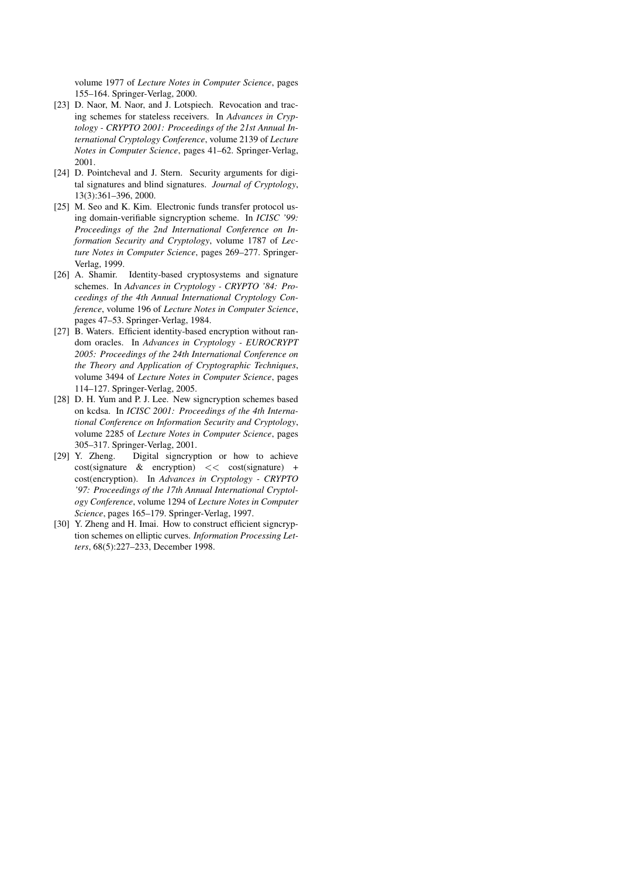volume 1977 of *Lecture Notes in Computer Science*, pages 155–164. Springer-Verlag, 2000.

[23] D. Naor, M. Naor, and J. Lotspiech. Revocation and tracing schemes for stateless receivers. In *Advances in Cryptology - CRYPTO 2001: Proceedings of the 21st Annual International Cryptology Conference*, volume 2139 of *Lecture Notes in Computer Science*, pages 41–62. Springer-Verlag, 2001.

[24] D. Pointcheval and J. Stern. Security arguments for digital signatures and blind signatures. *Journal of Cryptology*, 13(3):361–396, 2000.

[25] M. Seo and K. Kim. Electronic funds transfer protocol using domain-verifiable signcryption scheme. In *ICISC '99: Proceedings of the 2nd International Conference on Information Security and Cryptology*, volume 1787 of *Lecture Notes in Computer Science*, pages 269–277. Springer-Verlag, 1999.

[26] A. Shamir. Identity-based cryptosystems and signature schemes. In *Advances in Cryptology - CRYPTO '84: Proceedings of the 4th Annual International Cryptology Conference*, volume 196 of *Lecture Notes in Computer Science*, pages 47–53. Springer-Verlag, 1984.

[27] B. Waters. Efficient identity-based encryption without random oracles. In *Advances in Cryptology - EUROCRYPT 2005: Proceedings of the 24th International Conference on the Theory and Application of Cryptographic Techniques*, volume 3494 of *Lecture Notes in Computer Science*, pages 114–127. Springer-Verlag, 2005.

[28] D. H. Yum and P. J. Lee. New signcryption schemes based on kcdsa. In *ICISC 2001: Proceedings of the 4th International Conference on Information Security and Cryptology*, volume 2285 of *Lecture Notes in Computer Science*, pages 305–317. Springer-Verlag, 2001.

[29] Y. Zheng. Digital signcryption or how to achieve cost(signature & encryption) $<<$ cost(signature) + cost(encryption). In *Advances in Cryptology - CRYPTO '97: Proceedings of the 17th Annual International Cryptology Conference*, volume 1294 of *Lecture Notes in Computer Science*, pages 165–179. Springer-Verlag, 1997.

[30] Y. Zheng and H. Imai. How to construct efficient signcryption schemes on elliptic curves. *Information Processing Letters*, 68(5):227–233, December 1998.